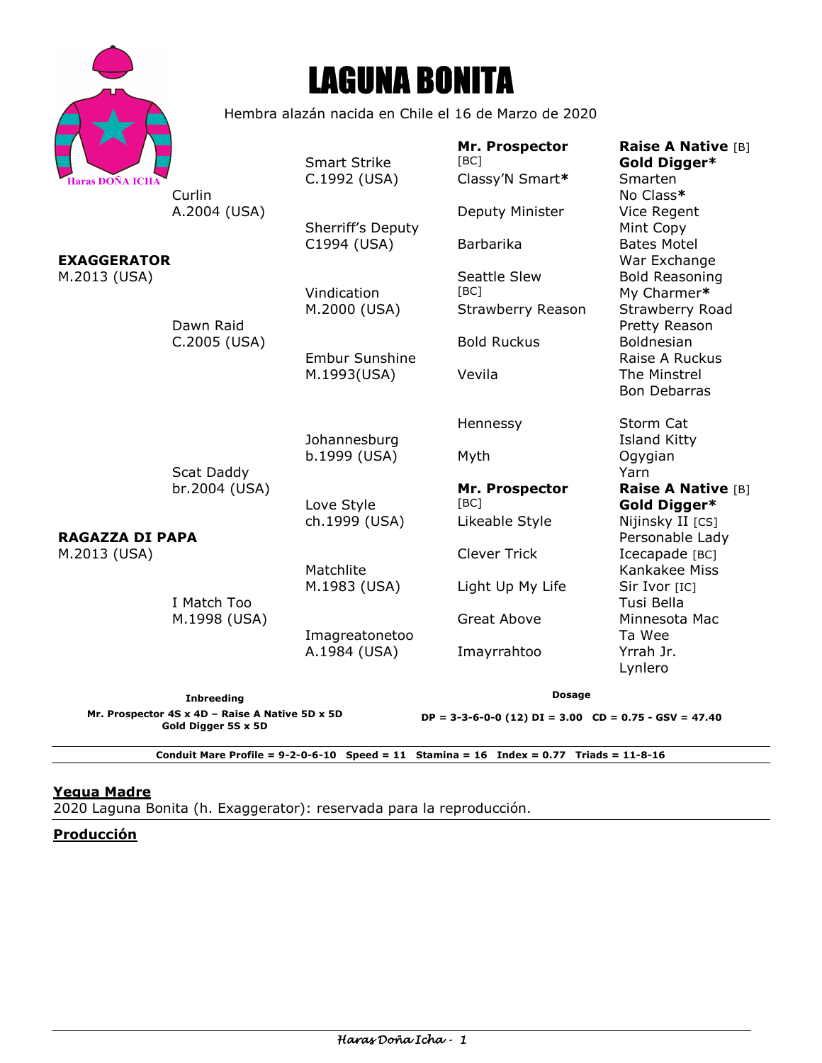# LAGUNA BONITA

Hembra alazán nacida en Chile el 16 de Marzo de 2020

Haras DOÑA ICHA

| | | | |
|---|---|---|---|
| **EXAGGERATOR** M.2013 (USA) | Curlin A.2004 (USA) | Smart Strike C.1992 (USA) | **Mr. Prospector** [BC] | **Raise A Native** [B] |
| | | | | **Gold Digger*** |
| | | | Classy'N Smart* | Smarten |
| | | | | No Class* |
| | | Sherriff's Deputy C1994 (USA) | Deputy Minister | Vice Regent |
| | | | | Mint Copy |
| | | | Barbarika | Bates Motel |
| | | | | War Exchange |
| | Dawn Raid C.2005 (USA) | Vindication M.2000 (USA) | Seattle Slew [BC] | Bold Reasoning |
| | | | | My Charmer* |
| | | | Strawberry Reason | Strawberry Road |
| | | | | Pretty Reason |
| | | Embur Sunshine M.1993(USA) | Bold Ruckus | Boldnesian |
| | | | | Raise A Ruckus |
| | | | Vevila | The Minstrel |
| | | | | Bon Debarras |
| **RAGAZZA DI PAPA** M.2013 (USA) | Scat Daddy br.2004 (USA) | Johannesburg b.1999 (USA) | Hennessy | Storm Cat |
| | | | | Island Kitty |
| | | | Myth | Ogygian |
| | | | | Yarn |
| | | Love Style ch.1999 (USA) | **Mr. Prospector** [BC] | **Raise A Native** [B] |
| | | | | **Gold Digger*** |
| | | | Likeable Style | Nijinsky II [CS] |
| | | | | Personable Lady |
| | I Match Too M.1998 (USA) | Matchlite M.1983 (USA) | Clever Trick | Icecapade [BC] |
| | | | | Kankakee Miss |
| | | | Light Up My Life | Sir Ivor [IC] |
| | | | | Tusi Bella |
| | | Imagreatonetoo A.1984 (USA) | Great Above | Minnesota Mac |
| | | | | Ta Wee |
| | | | Imayrrahtoo | Yrrah Jr. |
| | | | | Lynlero |

**Inbreeding**
**Mr. Prospector 4S x 4D – Raise A Native 5D x 5D**
**Gold Digger 5S x 5D**

**Dosage**
**DP = 3-3-6-0-0 (12) DI = 3.00 CD = 0.75 - GSV = 47.40**

**Conduit Mare Profile = 9-2-0-6-10 Speed = 11 Stamina = 16 Index = 0.77 Triads = 11-8-16**

## Yegua Madre

2020 Laguna Bonita (h. Exaggerator): reservada para la reproducción.

## Producción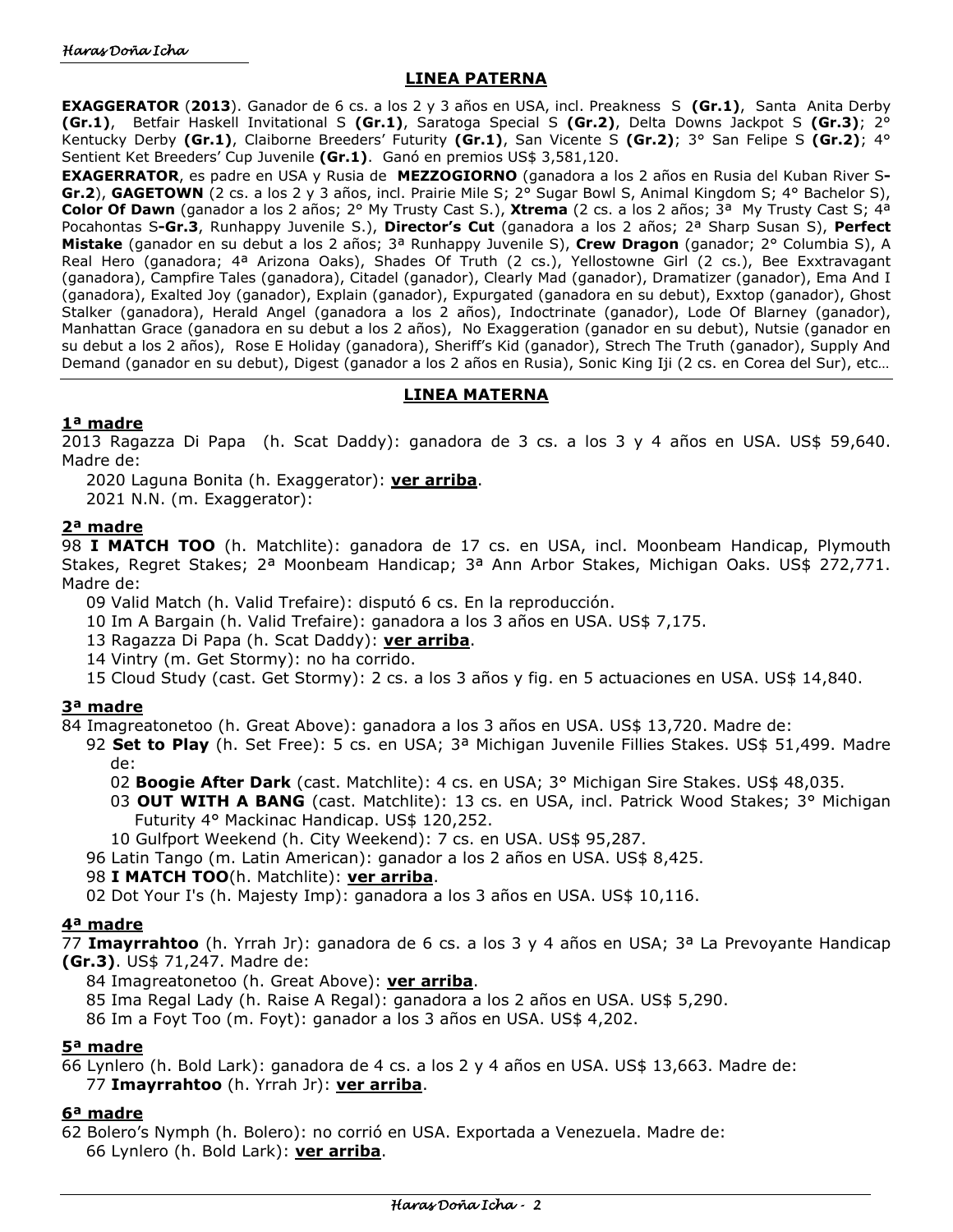## LINEA PATERNA

**EXAGGERATOR** (**2013**). Ganador de 6 cs. a los 2 y 3 años en USA, incl. Preakness S **(Gr.1)**, Santa Anita Derby **(Gr.1)**, Betfair Haskell Invitational S **(Gr.1)**, Saratoga Special S **(Gr.2)**, Delta Downs Jackpot S **(Gr.3)**; 2° Kentucky Derby **(Gr.1)**, Claiborne Breeders' Futurity **(Gr.1)**, San Vicente S **(Gr.2)**; 3° San Felipe S **(Gr.2)**; 4° Sentient Ket Breeders' Cup Juvenile **(Gr.1)**. Ganó en premios US$ 3,581,120.

**EXAGERRATOR**, es padre en USA y Rusia de **MEZZOGIORNO** (ganadora a los 2 años en Rusia del Kuban River S**-Gr.2**), **GAGETOWN** (2 cs. a los 2 y 3 años, incl. Prairie Mile S; 2° Sugar Bowl S, Animal Kingdom S; 4° Bachelor S), **Color Of Dawn** (ganador a los 2 años; 2° My Trusty Cast S.), **Xtrema** (2 cs. a los 2 años; 3ª My Trusty Cast S; 4ª Pocahontas S**-Gr.3**, Runhappy Juvenile S.), **Director's Cut** (ganadora a los 2 años; 2ª Sharp Susan S), **Perfect Mistake** (ganador en su debut a los 2 años; 3ª Runhappy Juvenile S), **Crew Dragon** (ganador; 2° Columbia S), A Real Hero (ganadora; 4ª Arizona Oaks), Shades Of Truth (2 cs.), Yellostowne Girl (2 cs.), Bee Exxtravagant (ganadora), Campfire Tales (ganadora), Citadel (ganador), Clearly Mad (ganador), Dramatizer (ganador), Ema And I (ganadora), Exalted Joy (ganador), Explain (ganador), Expurgated (ganadora en su debut), Exxtop (ganador), Ghost Stalker (ganadora), Herald Angel (ganadora a los 2 años), Indoctrinate (ganador), Lode Of Blarney (ganador), Manhattan Grace (ganadora en su debut a los 2 años), No Exaggeration (ganador en su debut), Nutsie (ganador en su debut a los 2 años), Rose E Holiday (ganadora), Sheriff's Kid (ganador), Strech The Truth (ganador), Supply And Demand (ganador en su debut), Digest (ganador a los 2 años en Rusia), Sonic King Iji (2 cs. en Corea del Sur), etc…

## LINEA MATERNA

### 1ª madre

2013 Ragazza Di Papa (h. Scat Daddy): ganadora de 3 cs. a los 3 y 4 años en USA. US$ 59,640. Madre de:

- 2020 Laguna Bonita (h. Exaggerator): **ver arriba**.
- 2021 N.N. (m. Exaggerator):

### 2ª madre

98 **I MATCH TOO** (h. Matchlite): ganadora de 17 cs. en USA, incl. Moonbeam Handicap, Plymouth Stakes, Regret Stakes; 2ª Moonbeam Handicap; 3ª Ann Arbor Stakes, Michigan Oaks. US$ 272,771. Madre de:

- 09 Valid Match (h. Valid Trefaire): disputó 6 cs. En la reproducción.
- 10 Im A Bargain (h. Valid Trefaire): ganadora a los 3 años en USA. US$ 7,175.
- 13 Ragazza Di Papa (h. Scat Daddy): **ver arriba**.
- 14 Vintry (m. Get Stormy): no ha corrido.
- 15 Cloud Study (cast. Get Stormy): 2 cs. a los 3 años y fig. en 5 actuaciones en USA. US$ 14,840.

### 3ª madre

84 Imagreatonetoo (h. Great Above): ganadora a los 3 años en USA. US$ 13,720. Madre de:

- 92 **Set to Play** (h. Set Free): 5 cs. en USA; 3ª Michigan Juvenile Fillies Stakes. US$ 51,499. Madre de:
  - 02 **Boogie After Dark** (cast. Matchlite): 4 cs. en USA; 3° Michigan Sire Stakes. US$ 48,035.
  - 03 **OUT WITH A BANG** (cast. Matchlite): 13 cs. en USA, incl. Patrick Wood Stakes; 3° Michigan Futurity 4° Mackinac Handicap. US$ 120,252.
  - 10 Gulfport Weekend (h. City Weekend): 7 cs. en USA. US$ 95,287.
- 96 Latin Tango (m. Latin American): ganador a los 2 años en USA. US$ 8,425.
- 98 **I MATCH TOO**(h. Matchlite): **ver arriba**.
- 02 Dot Your I's (h. Majesty Imp): ganadora a los 3 años en USA. US$ 10,116.

### 4ª madre

77 **Imayrrahtoo** (h. Yrrah Jr): ganadora de 6 cs. a los 3 y 4 años en USA; 3ª La Prevoyante Handicap **(Gr.3)**. US$ 71,247. Madre de:

- 84 Imagreatonetoo (h. Great Above): **ver arriba**.
- 85 Ima Regal Lady (h. Raise A Regal): ganadora a los 2 años en USA. US$ 5,290.
- 86 Im a Foyt Too (m. Foyt): ganador a los 3 años en USA. US$ 4,202.

### 5ª madre

66 Lynlero (h. Bold Lark): ganadora de 4 cs. a los 2 y 4 años en USA. US$ 13,663. Madre de:

- 77 **Imayrrahtoo** (h. Yrrah Jr): **ver arriba**.

### 6ª madre

62 Bolero's Nymph (h. Bolero): no corrió en USA. Exportada a Venezuela. Madre de:

- 66 Lynlero (h. Bold Lark): **ver arriba**.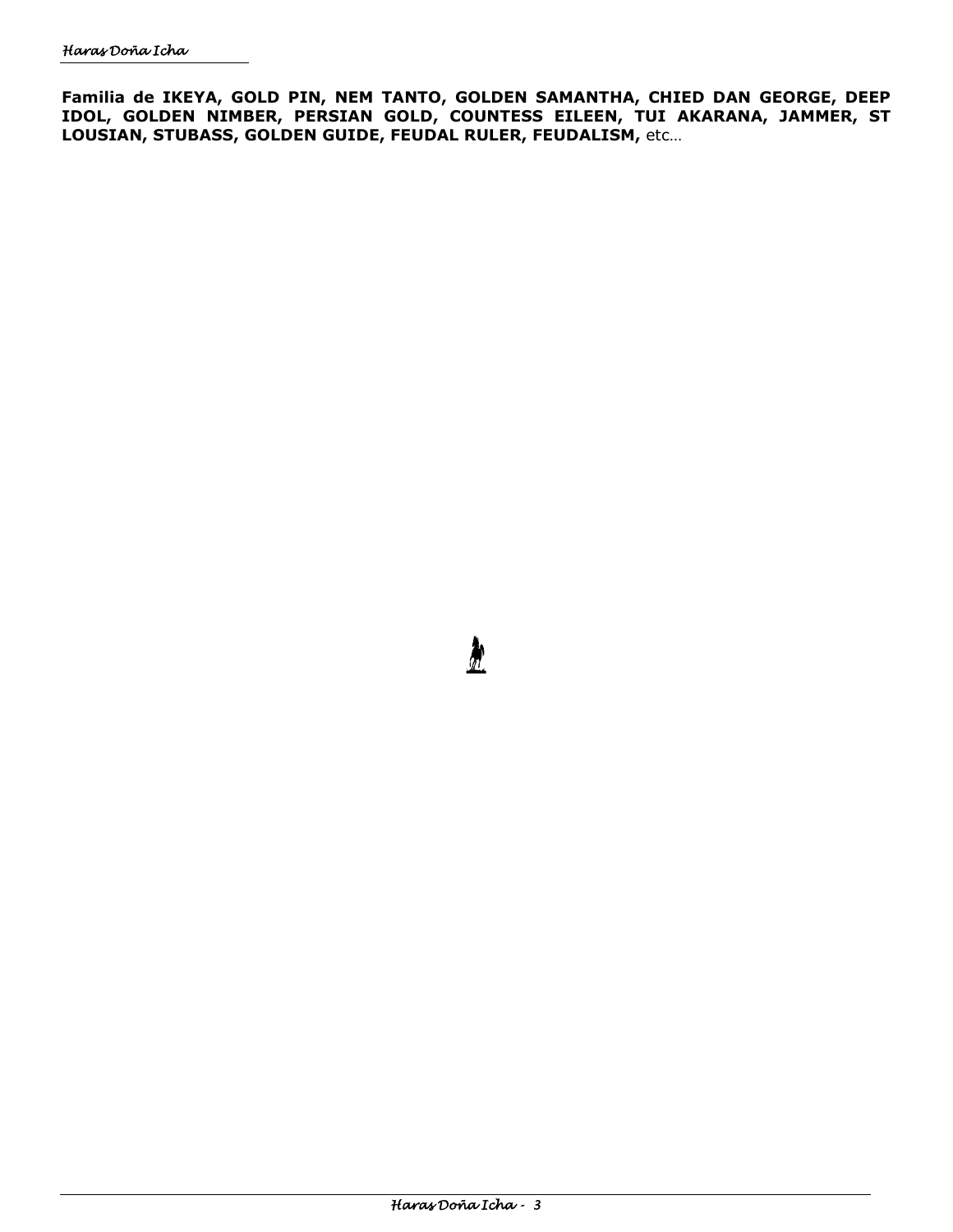**Familia de IKEYA, GOLD PIN, NEM TANTO, GOLDEN SAMANTHA, CHIED DAN GEORGE, DEEP IDOL, GOLDEN NIMBER, PERSIAN GOLD, COUNTESS EILEEN, TUI AKARANA, JAMMER, ST LOUSIAN, STUBASS, GOLDEN GUIDE, FEUDAL RULER, FEUDALISM,** etc…